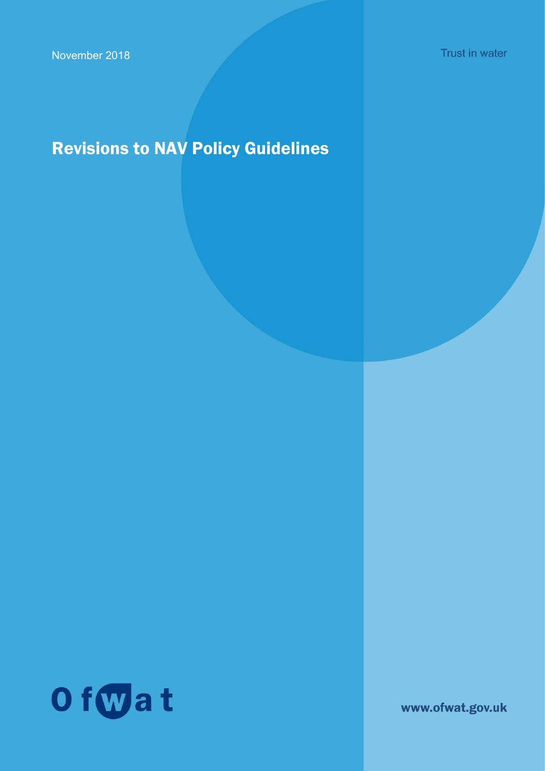November 2018

Trust in water

# Revisions to NAV Policy Guidelines

Ofwat

www.ofwat.gov.uk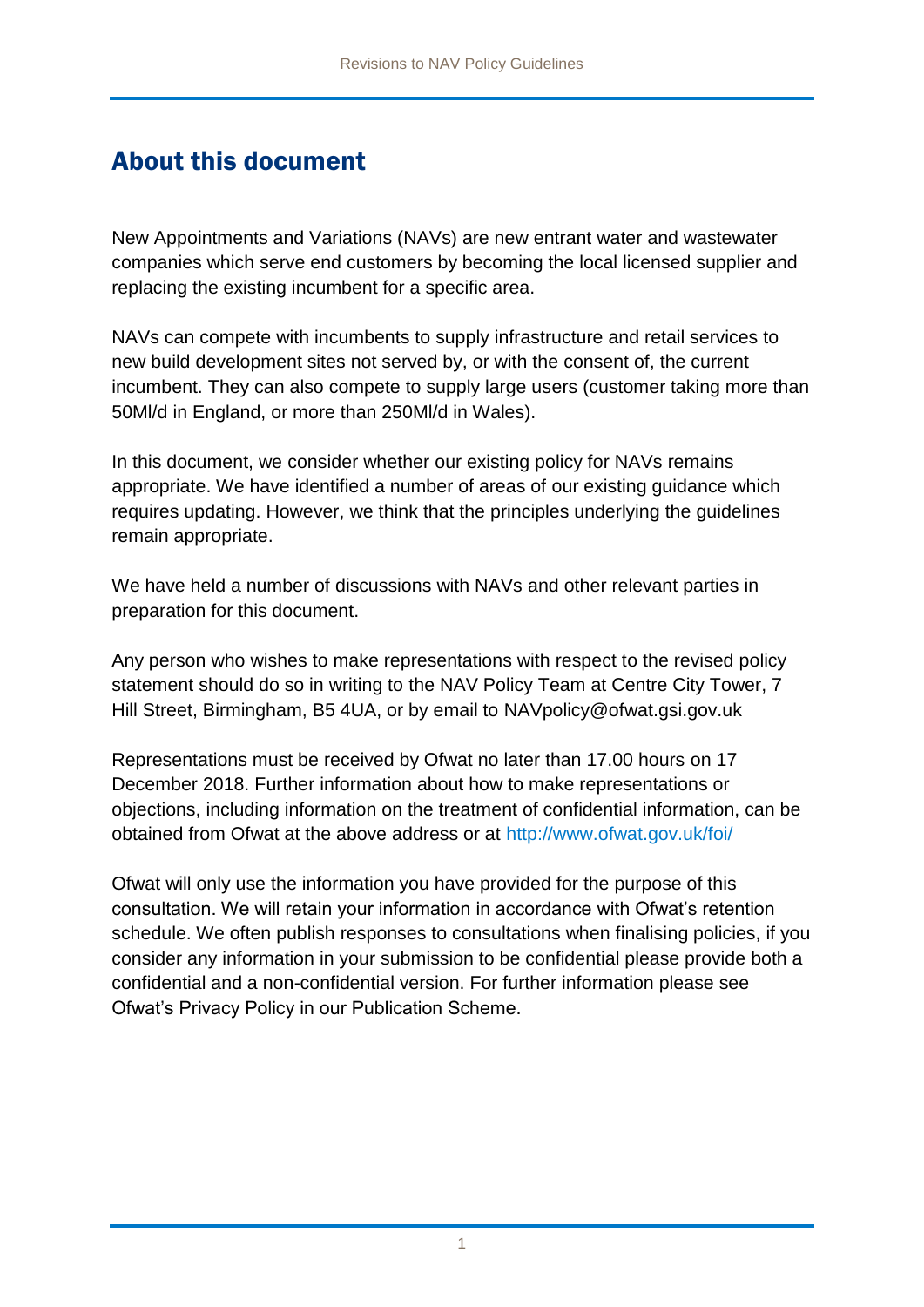## About this document

New Appointments and Variations (NAVs) are new entrant water and wastewater companies which serve end customers by becoming the local licensed supplier and replacing the existing incumbent for a specific area.

NAVs can compete with incumbents to supply infrastructure and retail services to new build development sites not served by, or with the consent of, the current incumbent. They can also compete to supply large users (customer taking more than 50Ml/d in England, or more than 250Ml/d in Wales).

In this document, we consider whether our existing policy for NAVs remains appropriate. We have identified a number of areas of our existing guidance which requires updating. However, we think that the principles underlying the guidelines remain appropriate.

We have held a number of discussions with NAVs and other relevant parties in preparation for this document.

Any person who wishes to make representations with respect to the revised policy statement should do so in writing to the NAV Policy Team at Centre City Tower, 7 Hill Street, Birmingham, B5 4UA, or by email to NAVpolicy@ofwat.gsi.gov.uk

Representations must be received by Ofwat no later than 17.00 hours on 17 December 2018. Further information about how to make representations or objections, including information on the treatment of confidential information, can be obtained from Ofwat at the above address or at http://www.ofwat.gov.uk/foi/

Ofwat will only use the information you have provided for the purpose of this consultation. We will retain your information in accordance with Ofwat's retention schedule. We often publish responses to consultations when finalising policies, if you consider any information in your submission to be confidential please provide both a confidential and a non-confidential version. For further information please see Ofwat's Privacy Policy in our Publication Scheme.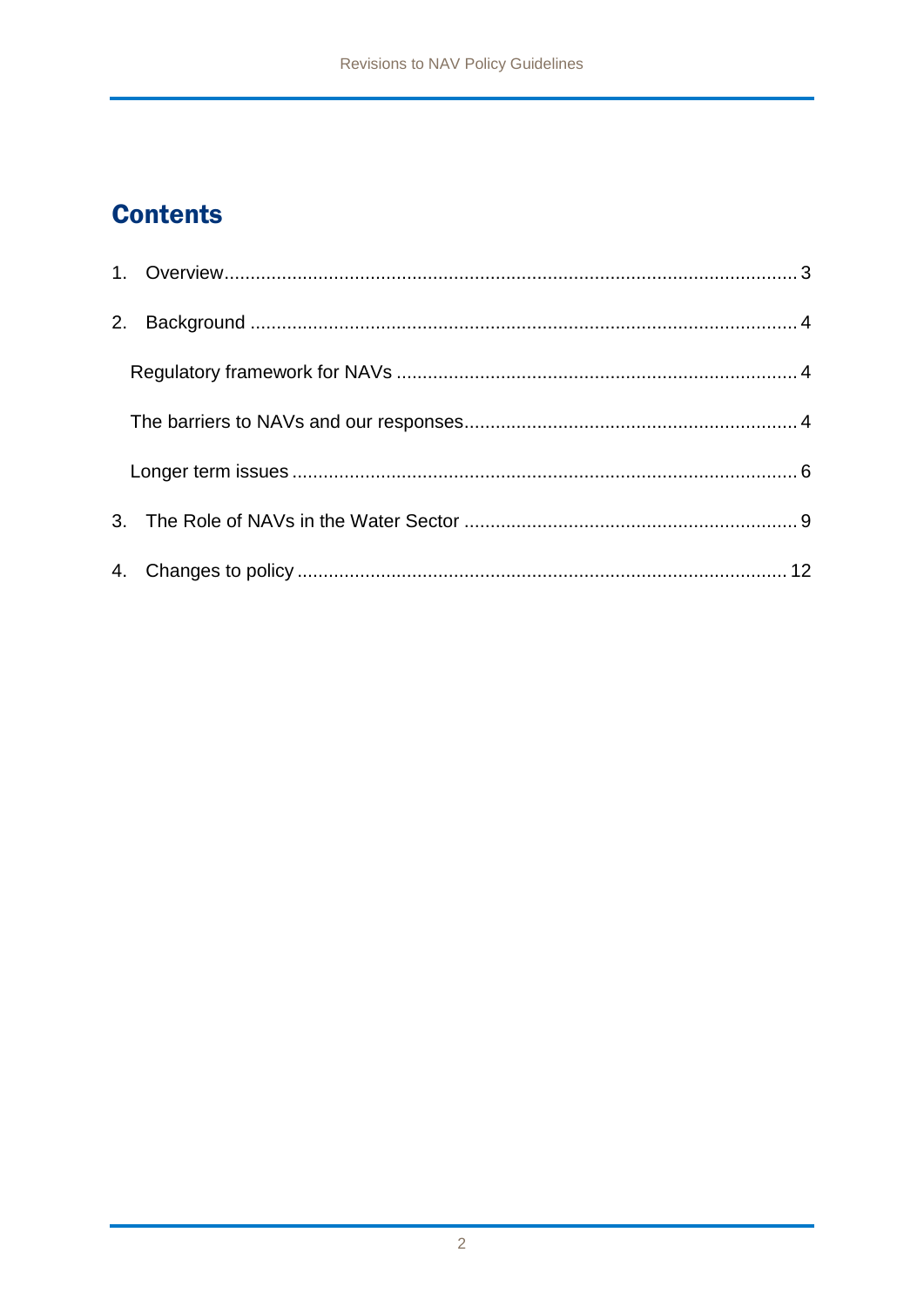## Contents

1. Overview ........................................................................................................... 3
2. Background ...................................................................................................... 4
   - Regulatory framework for NAVs ........................................................................ 4
   - The barriers to NAVs and our responses ............................................................ 4
   - Longer term issues ........................................................................................... 6
3. The Role of NAVs in the Water Sector ............................................................... 9
4. Changes to policy ............................................................................................. 12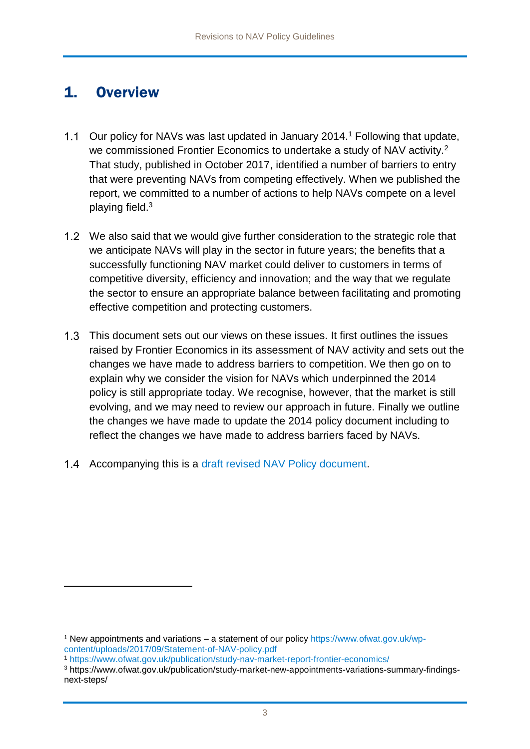# 1. Overview

1.1 Our policy for NAVs was last updated in January 2014.[1] Following that update, we commissioned Frontier Economics to undertake a study of NAV activity.[2] That study, published in October 2017, identified a number of barriers to entry that were preventing NAVs from competing effectively. When we published the report, we committed to a number of actions to help NAVs compete on a level playing field.[3]

1.2 We also said that we would give further consideration to the strategic role that we anticipate NAVs will play in the sector in future years; the benefits that a successfully functioning NAV market could deliver to customers in terms of competitive diversity, efficiency and innovation; and the way that we regulate the sector to ensure an appropriate balance between facilitating and promoting effective competition and protecting customers.

1.3 This document sets out our views on these issues. It first outlines the issues raised by Frontier Economics in its assessment of NAV activity and sets out the changes we have made to address barriers to competition. We then go on to explain why we consider the vision for NAVs which underpinned the 2014 policy is still appropriate today. We recognise, however, that the market is still evolving, and we may need to review our approach in future. Finally we outline the changes we have made to update the 2014 policy document including to reflect the changes we have made to address barriers faced by NAVs.

1.4 Accompanying this is a draft revised NAV Policy document.

---

[1] New appointments and variations – a statement of our policy https://www.ofwat.gov.uk/wp-content/uploads/2017/09/Statement-of-NAV-policy.pdf

[1] https://www.ofwat.gov.uk/publication/study-nav-market-report-frontier-economics/

[3] https://www.ofwat.gov.uk/publication/study-market-new-appointments-variations-summary-findings-next-steps/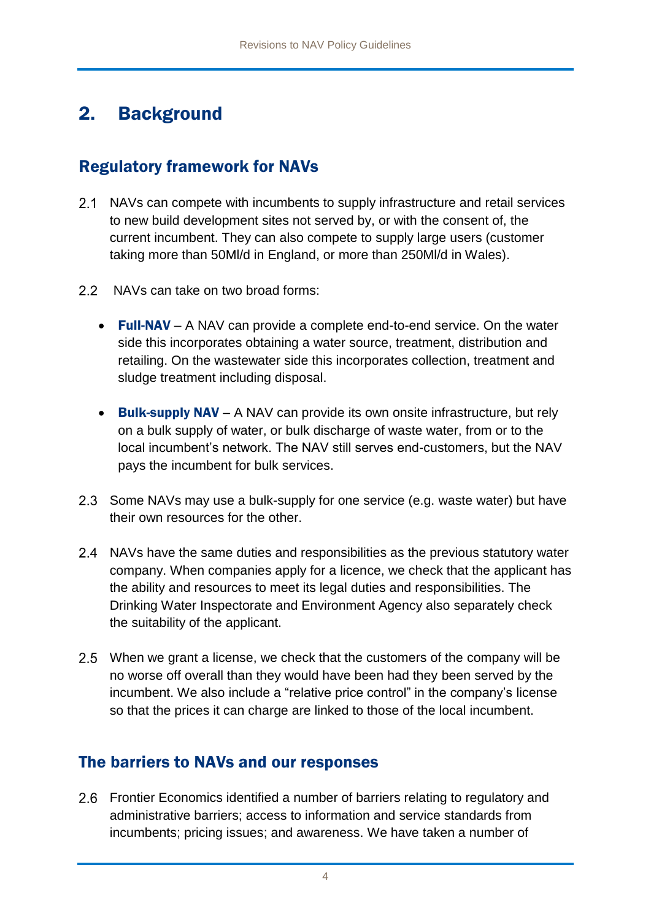# 2. Background

## Regulatory framework for NAVs

2.1 NAVs can compete with incumbents to supply infrastructure and retail services to new build development sites not served by, or with the consent of, the current incumbent. They can also compete to supply large users (customer taking more than 50Ml/d in England, or more than 250Ml/d in Wales).

2.2 NAVs can take on two broad forms:

- **Full-NAV** – A NAV can provide a complete end-to-end service. On the water side this incorporates obtaining a water source, treatment, distribution and retailing. On the wastewater side this incorporates collection, treatment and sludge treatment including disposal.

- **Bulk-supply NAV** – A NAV can provide its own onsite infrastructure, but rely on a bulk supply of water, or bulk discharge of waste water, from or to the local incumbent's network. The NAV still serves end-customers, but the NAV pays the incumbent for bulk services.

2.3 Some NAVs may use a bulk-supply for one service (e.g. waste water) but have their own resources for the other.

2.4 NAVs have the same duties and responsibilities as the previous statutory water company. When companies apply for a licence, we check that the applicant has the ability and resources to meet its legal duties and responsibilities. The Drinking Water Inspectorate and Environment Agency also separately check the suitability of the applicant.

2.5 When we grant a license, we check that the customers of the company will be no worse off overall than they would have been had they been served by the incumbent. We also include a "relative price control" in the company's license so that the prices it can charge are linked to those of the local incumbent.

## The barriers to NAVs and our responses

2.6 Frontier Economics identified a number of barriers relating to regulatory and administrative barriers; access to information and service standards from incumbents; pricing issues; and awareness. We have taken a number of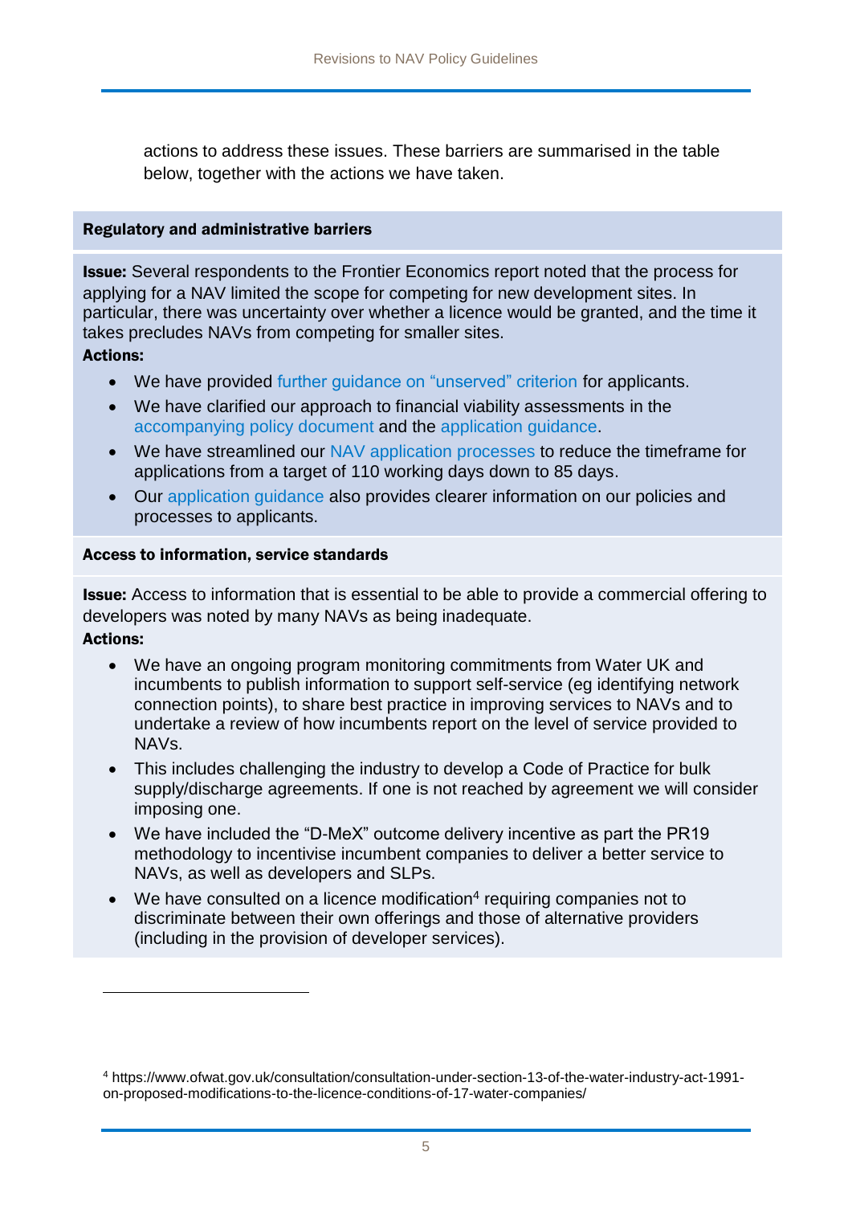actions to address these issues. These barriers are summarised in the table below, together with the actions we have taken.

**Regulatory and administrative barriers**

**Issue:** Several respondents to the Frontier Economics report noted that the process for applying for a NAV limited the scope for competing for new development sites. In particular, there was uncertainty over whether a licence would be granted, and the time it takes precludes NAVs from competing for smaller sites.

**Actions:**

- We have provided further guidance on "unserved" criterion for applicants.
- We have clarified our approach to financial viability assessments in the accompanying policy document and the application guidance.
- We have streamlined our NAV application processes to reduce the timeframe for applications from a target of 110 working days down to 85 days.
- Our application guidance also provides clearer information on our policies and processes to applicants.

**Access to information, service standards**

**Issue:** Access to information that is essential to be able to provide a commercial offering to developers was noted by many NAVs as being inadequate.

**Actions:**

- We have an ongoing program monitoring commitments from Water UK and incumbents to publish information to support self-service (eg identifying network connection points), to share best practice in improving services to NAVs and to undertake a review of how incumbents report on the level of service provided to NAVs.
- This includes challenging the industry to develop a Code of Practice for bulk supply/discharge agreements. If one is not reached by agreement we will consider imposing one.
- We have included the "D-MeX" outcome delivery incentive as part the PR19 methodology to incentivise incumbent companies to deliver a better service to NAVs, as well as developers and SLPs.
- We have consulted on a licence modification[4] requiring companies not to discriminate between their own offerings and those of alternative providers (including in the provision of developer services).

[4] https://www.ofwat.gov.uk/consultation/consultation-under-section-13-of-the-water-industry-act-1991-on-proposed-modifications-to-the-licence-conditions-of-17-water-companies/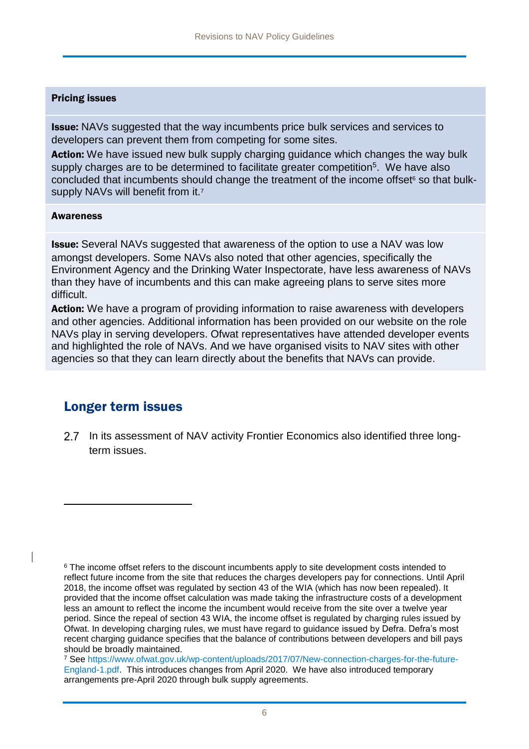**Pricing issues**

**Issue:** NAVs suggested that the way incumbents price bulk services and services to developers can prevent them from competing for some sites.

**Action:** We have issued new bulk supply charging guidance which changes the way bulk supply charges are to be determined to facilitate greater competition[5]. We have also concluded that incumbents should change the treatment of the income offset[6] so that bulk-supply NAVs will benefit from it.[7]

**Awareness**

**Issue:** Several NAVs suggested that awareness of the option to use a NAV was low amongst developers. Some NAVs also noted that other agencies, specifically the Environment Agency and the Drinking Water Inspectorate, have less awareness of NAVs than they have of incumbents and this can make agreeing plans to serve sites more difficult.

**Action:** We have a program of providing information to raise awareness with developers and other agencies. Additional information has been provided on our website on the role NAVs play in serving developers. Ofwat representatives have attended developer events and highlighted the role of NAVs. And we have organised visits to NAV sites with other agencies so that they can learn directly about the benefits that NAVs can provide.

## Longer term issues

2.7 In its assessment of NAV activity Frontier Economics also identified three long-term issues.

---

[6] The income offset refers to the discount incumbents apply to site development costs intended to reflect future income from the site that reduces the charges developers pay for connections. Until April 2018, the income offset was regulated by section 43 of the WIA (which has now been repealed). It provided that the income offset calculation was made taking the infrastructure costs of a development less an amount to reflect the income the incumbent would receive from the site over a twelve year period. Since the repeal of section 43 WIA, the income offset is regulated by charging rules issued by Ofwat. In developing charging rules, we must have regard to guidance issued by Defra. Defra's most recent charging guidance specifies that the balance of contributions between developers and bill pays should be broadly maintained.

[7] See https://www.ofwat.gov.uk/wp-content/uploads/2017/07/New-connection-charges-for-the-future-England-1.pdf. This introduces changes from April 2020. We have also introduced temporary arrangements pre-April 2020 through bulk supply agreements.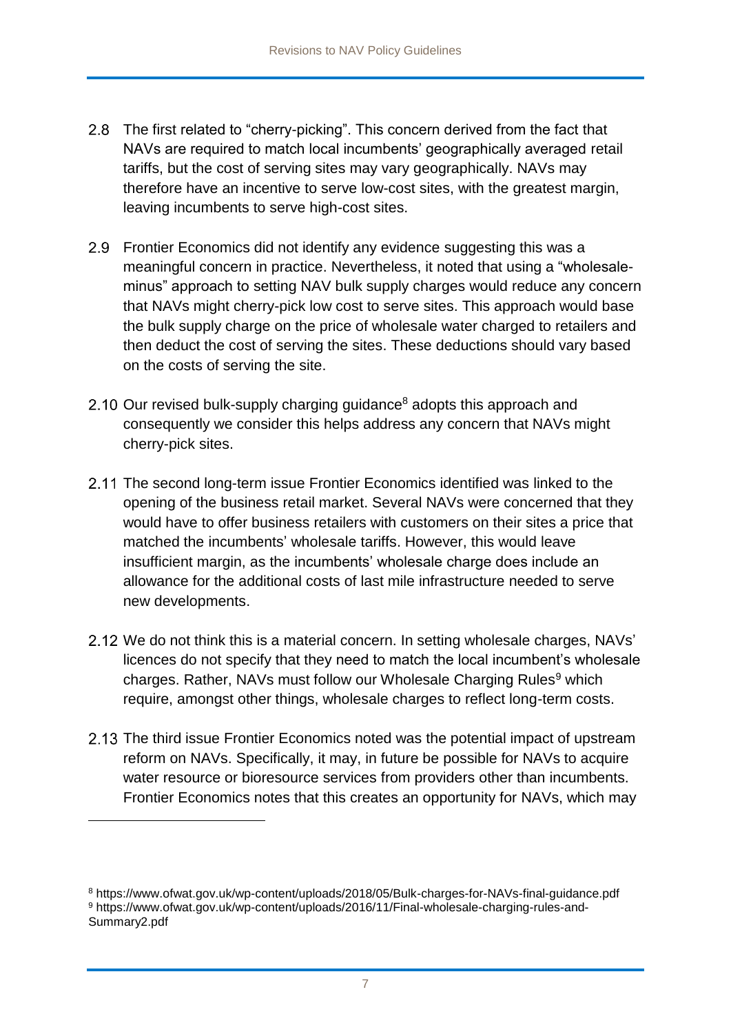2.8 The first related to "cherry-picking". This concern derived from the fact that NAVs are required to match local incumbents' geographically averaged retail tariffs, but the cost of serving sites may vary geographically. NAVs may therefore have an incentive to serve low-cost sites, with the greatest margin, leaving incumbents to serve high-cost sites.

2.9 Frontier Economics did not identify any evidence suggesting this was a meaningful concern in practice. Nevertheless, it noted that using a "wholesale-minus" approach to setting NAV bulk supply charges would reduce any concern that NAVs might cherry-pick low cost to serve sites. This approach would base the bulk supply charge on the price of wholesale water charged to retailers and then deduct the cost of serving the sites. These deductions should vary based on the costs of serving the site.

2.10 Our revised bulk-supply charging guidance[8] adopts this approach and consequently we consider this helps address any concern that NAVs might cherry-pick sites.

2.11 The second long-term issue Frontier Economics identified was linked to the opening of the business retail market. Several NAVs were concerned that they would have to offer business retailers with customers on their sites a price that matched the incumbents' wholesale tariffs. However, this would leave insufficient margin, as the incumbents' wholesale charge does include an allowance for the additional costs of last mile infrastructure needed to serve new developments.

2.12 We do not think this is a material concern. In setting wholesale charges, NAVs' licences do not specify that they need to match the local incumbent's wholesale charges. Rather, NAVs must follow our Wholesale Charging Rules[9] which require, amongst other things, wholesale charges to reflect long-term costs.

2.13 The third issue Frontier Economics noted was the potential impact of upstream reform on NAVs. Specifically, it may, in future be possible for NAVs to acquire water resource or bioresource services from providers other than incumbents. Frontier Economics notes that this creates an opportunity for NAVs, which may

---

[8] https://www.ofwat.gov.uk/wp-content/uploads/2018/05/Bulk-charges-for-NAVs-final-guidance.pdf

[9] https://www.ofwat.gov.uk/wp-content/uploads/2016/11/Final-wholesale-charging-rules-and-Summary2.pdf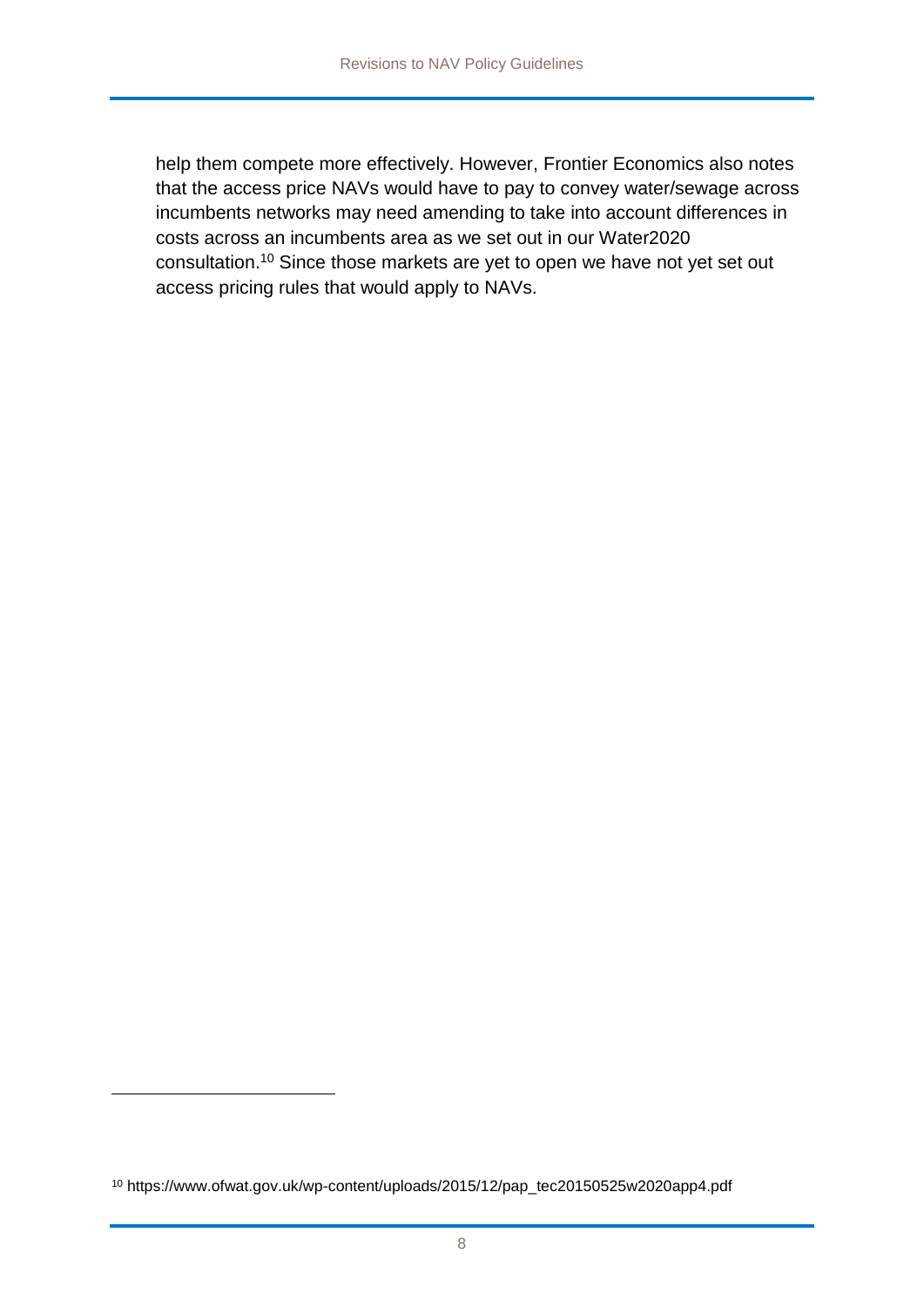help them compete more effectively. However, Frontier Economics also notes that the access price NAVs would have to pay to convey water/sewage across incumbents networks may need amending to take into account differences in costs across an incumbents area as we set out in our Water2020 consultation.[10] Since those markets are yet to open we have not yet set out access pricing rules that would apply to NAVs.

[10] https://www.ofwat.gov.uk/wp-content/uploads/2015/12/pap_tec20150525w2020app4.pdf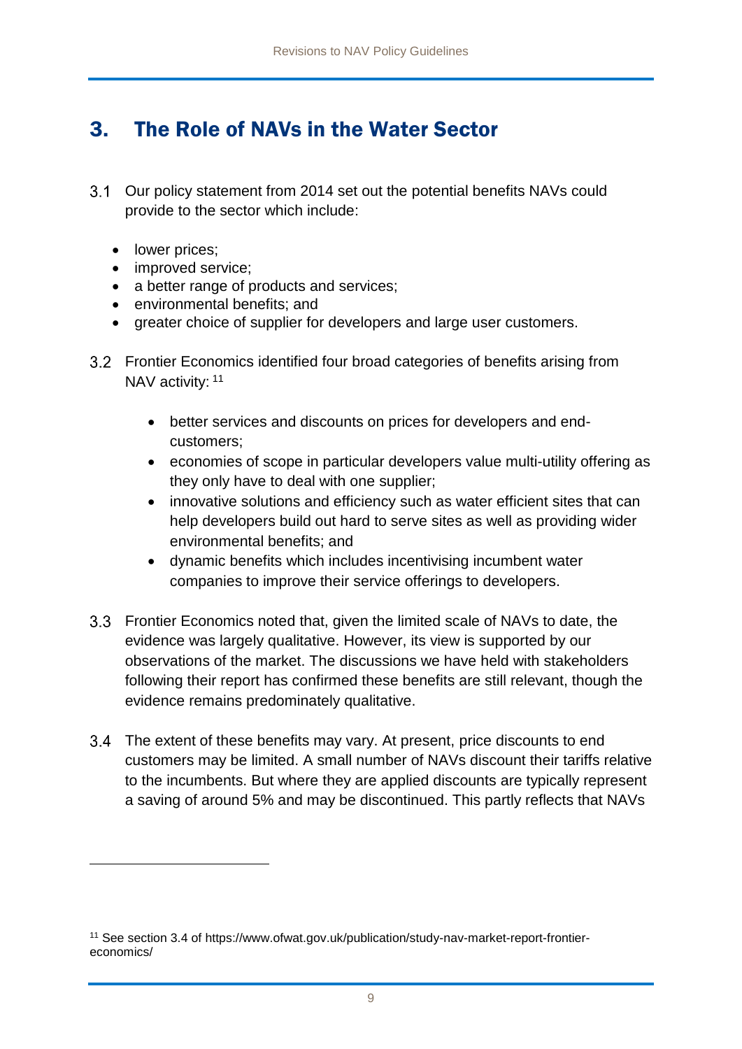# 3. The Role of NAVs in the Water Sector

3.1 Our policy statement from 2014 set out the potential benefits NAVs could provide to the sector which include:

- lower prices;
- improved service;
- a better range of products and services;
- environmental benefits; and
- greater choice of supplier for developers and large user customers.

3.2 Frontier Economics identified four broad categories of benefits arising from NAV activity: [11]

- better services and discounts on prices for developers and end-customers;
- economies of scope in particular developers value multi-utility offering as they only have to deal with one supplier;
- innovative solutions and efficiency such as water efficient sites that can help developers build out hard to serve sites as well as providing wider environmental benefits; and
- dynamic benefits which includes incentivising incumbent water companies to improve their service offerings to developers.

3.3 Frontier Economics noted that, given the limited scale of NAVs to date, the evidence was largely qualitative. However, its view is supported by our observations of the market. The discussions we have held with stakeholders following their report has confirmed these benefits are still relevant, though the evidence remains predominately qualitative.

3.4 The extent of these benefits may vary. At present, price discounts to end customers may be limited. A small number of NAVs discount their tariffs relative to the incumbents. But where they are applied discounts are typically represent a saving of around 5% and may be discontinued. This partly reflects that NAVs

[11] See section 3.4 of https://www.ofwat.gov.uk/publication/study-nav-market-report-frontier-economics/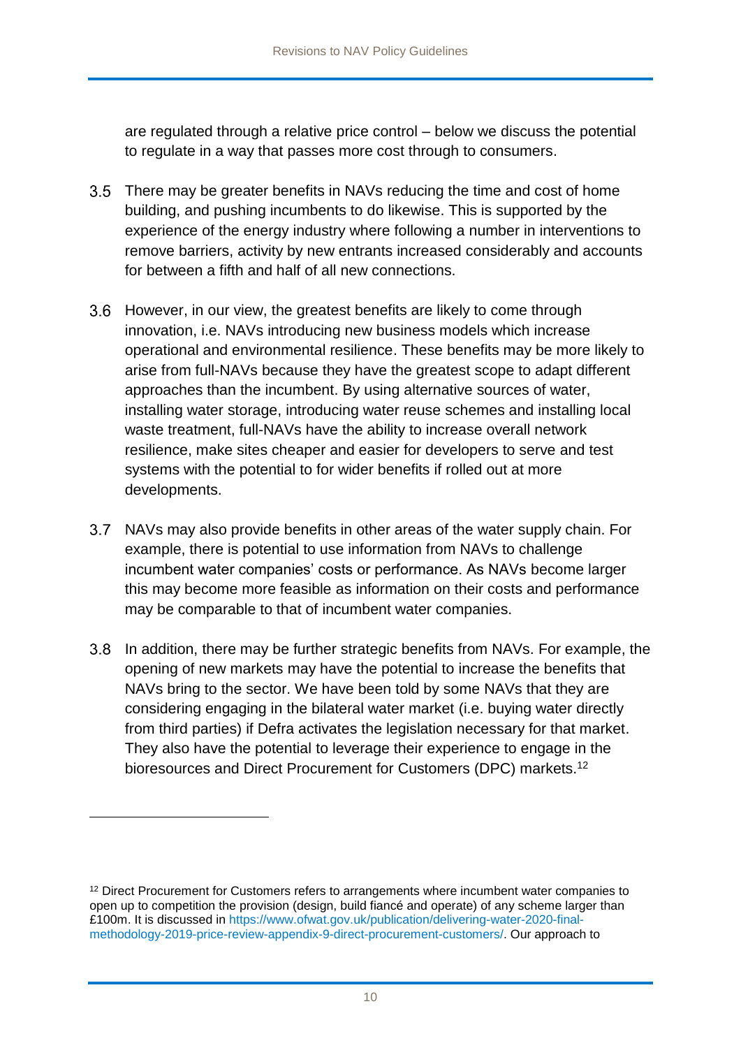are regulated through a relative price control – below we discuss the potential to regulate in a way that passes more cost through to consumers.

3.5 There may be greater benefits in NAVs reducing the time and cost of home building, and pushing incumbents to do likewise. This is supported by the experience of the energy industry where following a number in interventions to remove barriers, activity by new entrants increased considerably and accounts for between a fifth and half of all new connections.

3.6 However, in our view, the greatest benefits are likely to come through innovation, i.e. NAVs introducing new business models which increase operational and environmental resilience. These benefits may be more likely to arise from full-NAVs because they have the greatest scope to adapt different approaches than the incumbent. By using alternative sources of water, installing water storage, introducing water reuse schemes and installing local waste treatment, full-NAVs have the ability to increase overall network resilience, make sites cheaper and easier for developers to serve and test systems with the potential to for wider benefits if rolled out at more developments.

3.7 NAVs may also provide benefits in other areas of the water supply chain. For example, there is potential to use information from NAVs to challenge incumbent water companies' costs or performance. As NAVs become larger this may become more feasible as information on their costs and performance may be comparable to that of incumbent water companies.

3.8 In addition, there may be further strategic benefits from NAVs. For example, the opening of new markets may have the potential to increase the benefits that NAVs bring to the sector. We have been told by some NAVs that they are considering engaging in the bilateral water market (i.e. buying water directly from third parties) if Defra activates the legislation necessary for that market. They also have the potential to leverage their experience to engage in the bioresources and Direct Procurement for Customers (DPC) markets.[12]

---

[12] Direct Procurement for Customers refers to arrangements where incumbent water companies to open up to competition the provision (design, build fiancé and operate) of any scheme larger than £100m. It is discussed in https://www.ofwat.gov.uk/publication/delivering-water-2020-final-methodology-2019-price-review-appendix-9-direct-procurement-customers/. Our approach to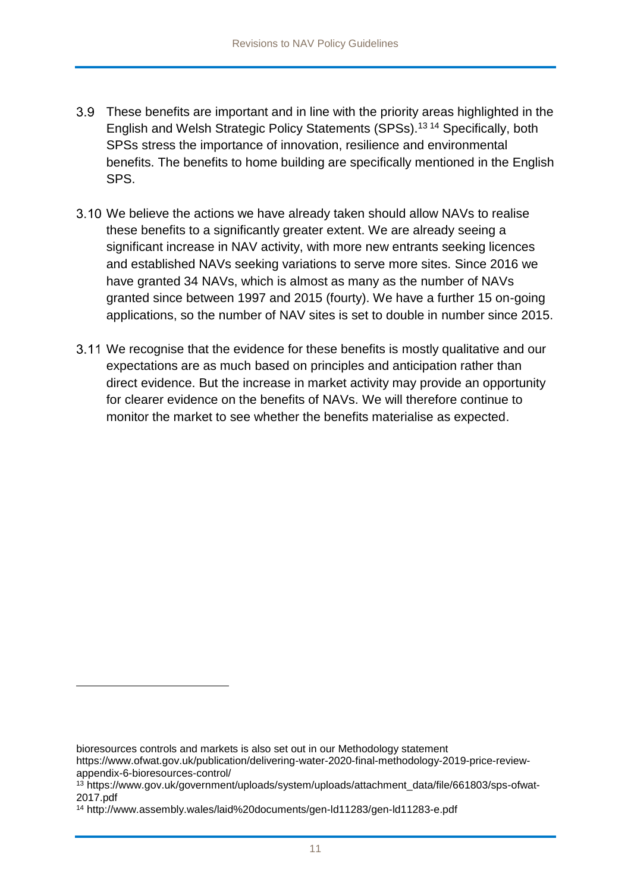3.9 These benefits are important and in line with the priority areas highlighted in the English and Welsh Strategic Policy Statements (SPSs).[13] [14] Specifically, both SPSs stress the importance of innovation, resilience and environmental benefits. The benefits to home building are specifically mentioned in the English SPS.

3.10 We believe the actions we have already taken should allow NAVs to realise these benefits to a significantly greater extent. We are already seeing a significant increase in NAV activity, with more new entrants seeking licences and established NAVs seeking variations to serve more sites. Since 2016 we have granted 34 NAVs, which is almost as many as the number of NAVs granted since between 1997 and 2015 (fourty). We have a further 15 on-going applications, so the number of NAV sites is set to double in number since 2015.

3.11 We recognise that the evidence for these benefits is mostly qualitative and our expectations are as much based on principles and anticipation rather than direct evidence. But the increase in market activity may provide an opportunity for clearer evidence on the benefits of NAVs. We will therefore continue to monitor the market to see whether the benefits materialise as expected.

---

bioresources controls and markets is also set out in our Methodology statement https://www.ofwat.gov.uk/publication/delivering-water-2020-final-methodology-2019-price-review-appendix-6-bioresources-control/

[13] https://www.gov.uk/government/uploads/system/uploads/attachment_data/file/661803/sps-ofwat-2017.pdf

[14] http://www.assembly.wales/laid%20documents/gen-ld11283/gen-ld11283-e.pdf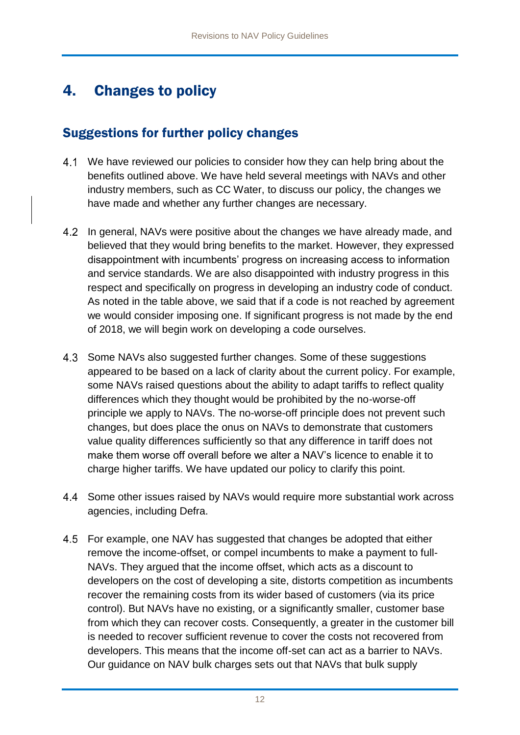# 4. Changes to policy

## Suggestions for further policy changes

4.1 We have reviewed our policies to consider how they can help bring about the benefits outlined above. We have held several meetings with NAVs and other industry members, such as CC Water, to discuss our policy, the changes we have made and whether any further changes are necessary.

4.2 In general, NAVs were positive about the changes we have already made, and believed that they would bring benefits to the market. However, they expressed disappointment with incumbents' progress on increasing access to information and service standards. We are also disappointed with industry progress in this respect and specifically on progress in developing an industry code of conduct. As noted in the table above, we said that if a code is not reached by agreement we would consider imposing one. If significant progress is not made by the end of 2018, we will begin work on developing a code ourselves.

4.3 Some NAVs also suggested further changes. Some of these suggestions appeared to be based on a lack of clarity about the current policy. For example, some NAVs raised questions about the ability to adapt tariffs to reflect quality differences which they thought would be prohibited by the no-worse-off principle we apply to NAVs. The no-worse-off principle does not prevent such changes, but does place the onus on NAVs to demonstrate that customers value quality differences sufficiently so that any difference in tariff does not make them worse off overall before we alter a NAV's licence to enable it to charge higher tariffs. We have updated our policy to clarify this point.

4.4 Some other issues raised by NAVs would require more substantial work across agencies, including Defra.

4.5 For example, one NAV has suggested that changes be adopted that either remove the income-offset, or compel incumbents to make a payment to full-NAVs. They argued that the income offset, which acts as a discount to developers on the cost of developing a site, distorts competition as incumbents recover the remaining costs from its wider based of customers (via its price control). But NAVs have no existing, or a significantly smaller, customer base from which they can recover costs. Consequently, a greater in the customer bill is needed to recover sufficient revenue to cover the costs not recovered from developers. This means that the income off-set can act as a barrier to NAVs. Our guidance on NAV bulk charges sets out that NAVs that bulk supply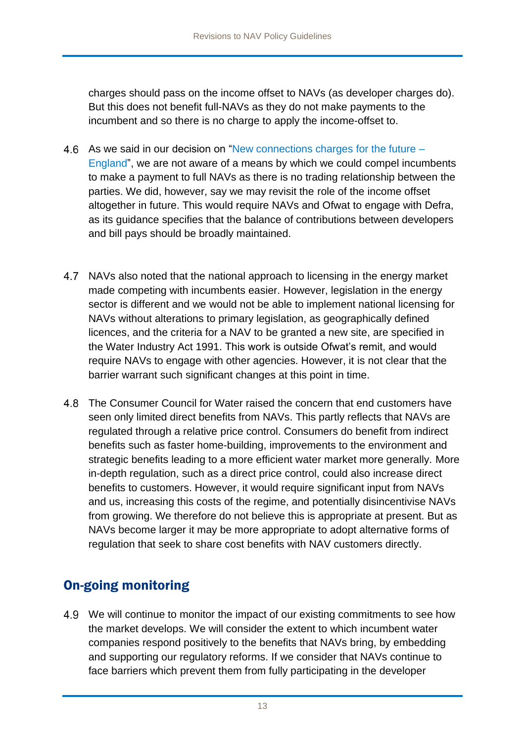charges should pass on the income offset to NAVs (as developer charges do). But this does not benefit full-NAVs as they do not make payments to the incumbent and so there is no charge to apply the income-offset to.

4.6 As we said in our decision on "New connections charges for the future – England", we are not aware of a means by which we could compel incumbents to make a payment to full NAVs as there is no trading relationship between the parties. We did, however, say we may revisit the role of the income offset altogether in future. This would require NAVs and Ofwat to engage with Defra, as its guidance specifies that the balance of contributions between developers and bill pays should be broadly maintained.

4.7 NAVs also noted that the national approach to licensing in the energy market made competing with incumbents easier. However, legislation in the energy sector is different and we would not be able to implement national licensing for NAVs without alterations to primary legislation, as geographically defined licences, and the criteria for a NAV to be granted a new site, are specified in the Water Industry Act 1991. This work is outside Ofwat's remit, and would require NAVs to engage with other agencies. However, it is not clear that the barrier warrant such significant changes at this point in time.

4.8 The Consumer Council for Water raised the concern that end customers have seen only limited direct benefits from NAVs. This partly reflects that NAVs are regulated through a relative price control. Consumers do benefit from indirect benefits such as faster home-building, improvements to the environment and strategic benefits leading to a more efficient water market more generally. More in-depth regulation, such as a direct price control, could also increase direct benefits to customers. However, it would require significant input from NAVs and us, increasing this costs of the regime, and potentially disincentivise NAVs from growing. We therefore do not believe this is appropriate at present. But as NAVs become larger it may be more appropriate to adopt alternative forms of regulation that seek to share cost benefits with NAV customers directly.

## On-going monitoring

4.9 We will continue to monitor the impact of our existing commitments to see how the market develops. We will consider the extent to which incumbent water companies respond positively to the benefits that NAVs bring, by embedding and supporting our regulatory reforms. If we consider that NAVs continue to face barriers which prevent them from fully participating in the developer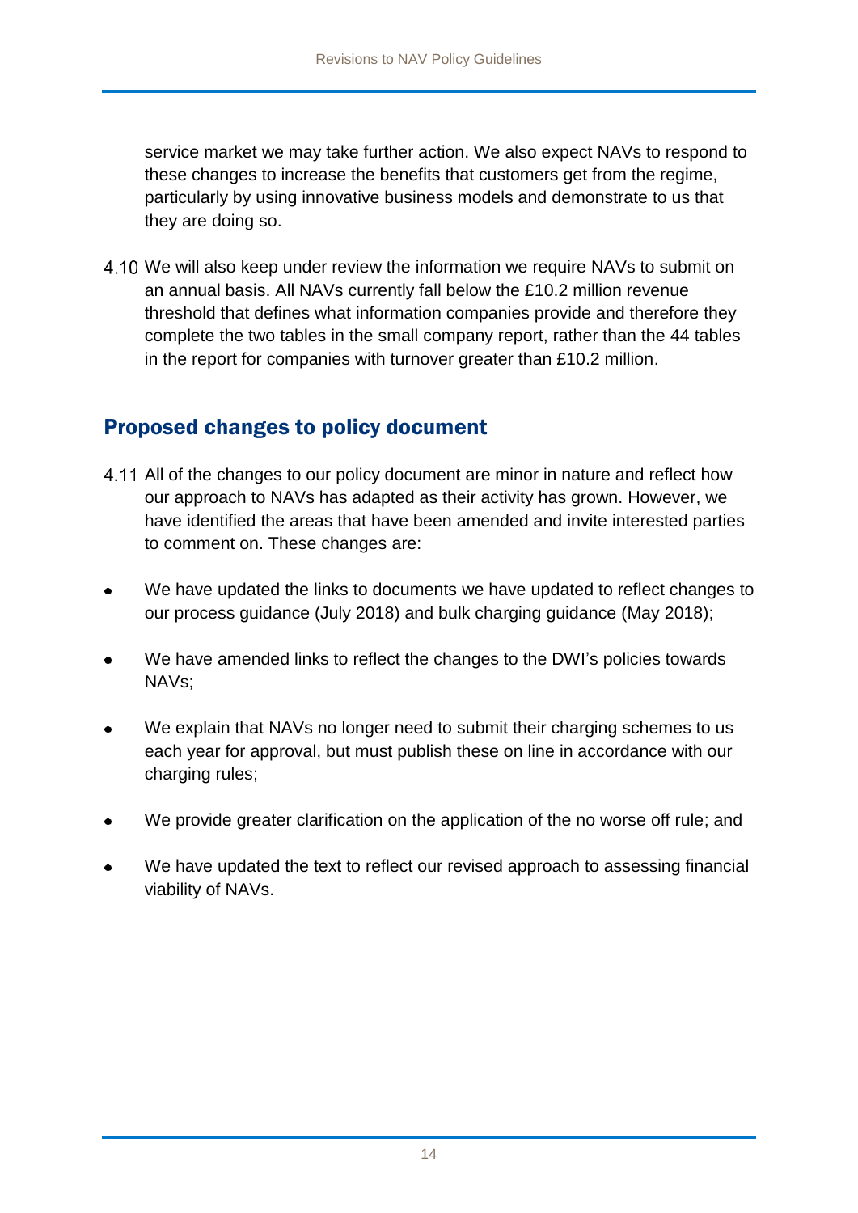service market we may take further action. We also expect NAVs to respond to these changes to increase the benefits that customers get from the regime, particularly by using innovative business models and demonstrate to us that they are doing so.

4.10 We will also keep under review the information we require NAVs to submit on an annual basis. All NAVs currently fall below the £10.2 million revenue threshold that defines what information companies provide and therefore they complete the two tables in the small company report, rather than the 44 tables in the report for companies with turnover greater than £10.2 million.

## Proposed changes to policy document

4.11 All of the changes to our policy document are minor in nature and reflect how our approach to NAVs has adapted as their activity has grown. However, we have identified the areas that have been amended and invite interested parties to comment on. These changes are:

- We have updated the links to documents we have updated to reflect changes to our process guidance (July 2018) and bulk charging guidance (May 2018);
- We have amended links to reflect the changes to the DWI's policies towards NAVs;
- We explain that NAVs no longer need to submit their charging schemes to us each year for approval, but must publish these on line in accordance with our charging rules;
- We provide greater clarification on the application of the no worse off rule; and
- We have updated the text to reflect our revised approach to assessing financial viability of NAVs.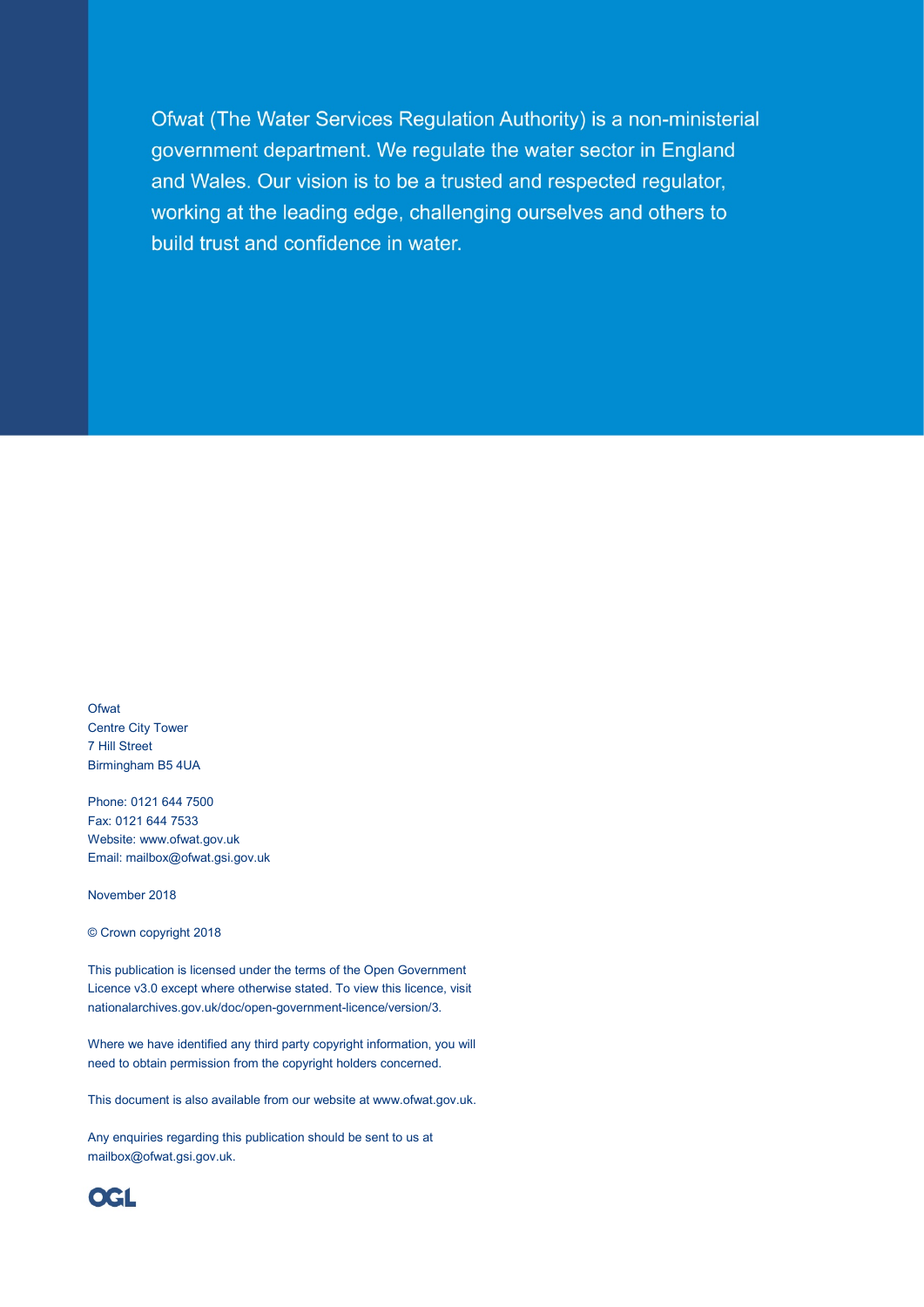Ofwat (The Water Services Regulation Authority) is a non-ministerial government department. We regulate the water sector in England and Wales. Our vision is to be a trusted and respected regulator, working at the leading edge, challenging ourselves and others to build trust and confidence in water.

Ofwat
Centre City Tower
7 Hill Street
Birmingham B5 4UA

Phone: 0121 644 7500
Fax: 0121 644 7533
Website: www.ofwat.gov.uk
Email: mailbox@ofwat.gsi.gov.uk

November 2018

© Crown copyright 2018

This publication is licensed under the terms of the Open Government Licence v3.0 except where otherwise stated. To view this licence, visit nationalarchives.gov.uk/doc/open-government-licence/version/3.

Where we have identified any third party copyright information, you will need to obtain permission from the copyright holders concerned.

This document is also available from our website at www.ofwat.gov.uk.

Any enquiries regarding this publication should be sent to us at mailbox@ofwat.gsi.gov.uk.

OGL